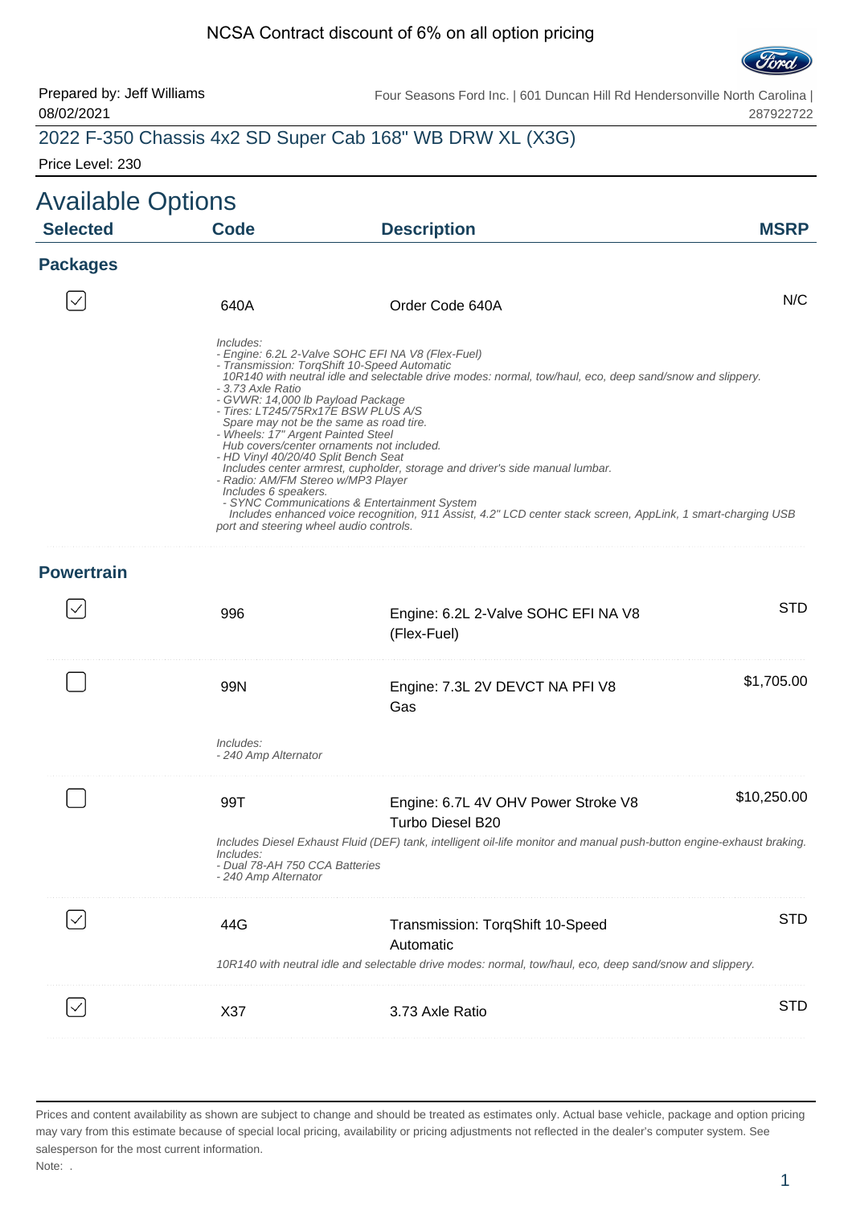NCSA Contract discount of 6% on all option pricing

Prepared by: Jeff Williams
08/02/2021

Four Seasons Ford Inc. | 601 Duncan Hill Rd Hendersonville North Carolina | 287922722

## 2022 F-350 Chassis 4x2 SD Super Cab 168" WB DRW XL (X3G)

Price Level: 230

# Available Options

| Selected | Code | Description | MSRP |
|---|---|---|---|

### Packages

| Selected | Code | Description | MSRP |
|---|---|---|---|
| ☑ | 640A | Order Code 640A | N/C |

*Includes:*
*- Engine: 6.2L 2-Valve SOHC EFI NA V8 (Flex-Fuel)*
*- Transmission: TorqShift 10-Speed Automatic*
*10R140 with neutral idle and selectable drive modes: normal, tow/haul, eco, deep sand/snow and slippery.*
*- 3.73 Axle Ratio*
*- GVWR: 14,000 lb Payload Package*
*- Tires: LT245/75Rx17E BSW PLUS A/S*
*Spare may not be the same as road tire.*
*- Wheels: 17" Argent Painted Steel*
*Hub covers/center ornaments not included.*
*- HD Vinyl 40/20/40 Split Bench Seat*
*Includes center armrest, cupholder, storage and driver's side manual lumbar.*
*- Radio: AM/FM Stereo w/MP3 Player*
*Includes 6 speakers.*
*- SYNC Communications & Entertainment System*
*Includes enhanced voice recognition, 911 Assist, 4.2" LCD center stack screen, AppLink, 1 smart-charging USB port and steering wheel audio controls.*

### Powertrain

| Selected | Code | Description | MSRP |
|---|---|---|---|
| ☑ | 996 | Engine: 6.2L 2-Valve SOHC EFI NA V8 (Flex-Fuel) | STD |
| ☐ | 99N | Engine: 7.3L 2V DEVCT NA PFI V8 Gas | $1,705.00 |

*Includes:*
*- 240 Amp Alternator*

| Selected | Code | Description | MSRP |
|---|---|---|---|
| ☐ | 99T | Engine: 6.7L 4V OHV Power Stroke V8 Turbo Diesel B20 | $10,250.00 |

*Includes Diesel Exhaust Fluid (DEF) tank, intelligent oil-life monitor and manual push-button engine-exhaust braking.*
*Includes:*
*- Dual 78-AH 750 CCA Batteries*
*- 240 Amp Alternator*

| Selected | Code | Description | MSRP |
|---|---|---|---|
| ☑ | 44G | Transmission: TorqShift 10-Speed Automatic | STD |

*10R140 with neutral idle and selectable drive modes: normal, tow/haul, eco, deep sand/snow and slippery.*

| Selected | Code | Description | MSRP |
|---|---|---|---|
| ☑ | X37 | 3.73 Axle Ratio | STD |

Prices and content availability as shown are subject to change and should be treated as estimates only. Actual base vehicle, package and option pricing may vary from this estimate because of special local pricing, availability or pricing adjustments not reflected in the dealer's computer system. See salesperson for the most current information.

Note: .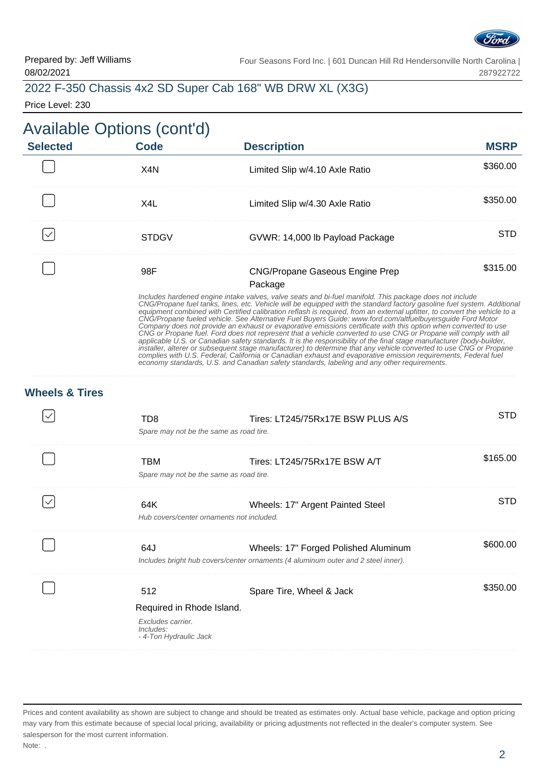Prepared by: Jeff Williams
08/02/2021

Four Seasons Ford Inc. | 601 Duncan Hill Rd Hendersonville North Carolina | 287922722

## 2022 F-350 Chassis 4x2 SD Super Cab 168" WB DRW XL (X3G)

Price Level: 230

# Available Options (cont'd)

| Selected | Code | Description | MSRP |
|---|---|---|---|
| ☐ | X4N | Limited Slip w/4.10 Axle Ratio | $360.00 |
| ☐ | X4L | Limited Slip w/4.30 Axle Ratio | $350.00 |
| ☑ | STDGV | GVWR: 14,000 lb Payload Package | STD |
| ☐ | 98F | CNG/Propane Gaseous Engine Prep Package | $315.00 |

*Includes hardened engine intake valves, valve seats and bi-fuel manifold. This package does not include CNG/Propane fuel tanks, lines, etc. Vehicle will be equipped with the standard factory gasoline fuel system. Additional equipment combined with Certified calibration reflash is required, from an external upfitter, to convert the vehicle to a CNG/Propane fueled vehicle. See Alternative Fuel Buyers Guide: www.ford.com/altfuelbuyersguide Ford Motor Company does not provide an exhaust or evaporative emissions certificate with this option when converted to use CNG or Propane fuel. Ford does not represent that a vehicle converted to use CNG or Propane will comply with all applicable U.S. or Canadian safety standards. It is the responsibility of the final stage manufacturer (body-builder, installer, alterer or subsequent stage manufacturer) to determine that any vehicle converted to use CNG or Propane complies with U.S. Federal, California or Canadian exhaust and evaporative emission requirements, Federal fuel economy standards, U.S. and Canadian safety standards, labeling and any other requirements.*

### Wheels & Tires

| Selected | Code | Description | MSRP |
|---|---|---|---|
| ☑ | TD8 | Tires: LT245/75Rx17E BSW PLUS A/S | STD |
| ☐ | TBM | Tires: LT245/75Rx17E BSW A/T | $165.00 |
| ☑ | 64K | Wheels: 17" Argent Painted Steel | STD |
| ☐ | 64J | Wheels: 17" Forged Polished Aluminum | $600.00 |
| ☐ | 512 | Spare Tire, Wheel & Jack | $350.00 |

TD8: *Spare may not be the same as road tire.*

TBM: *Spare may not be the same as road tire.*

64K: *Hub covers/center ornaments not included.*

64J: *Includes bright hub covers/center ornaments (4 aluminum outer and 2 steel inner).*

512: Required in Rhode Island.

*Excludes carrier.*
*Includes:*
*- 4-Ton Hydraulic Jack*

Prices and content availability as shown are subject to change and should be treated as estimates only. Actual base vehicle, package and option pricing may vary from this estimate because of special local pricing, availability or pricing adjustments not reflected in the dealer's computer system. See salesperson for the most current information.

Note: .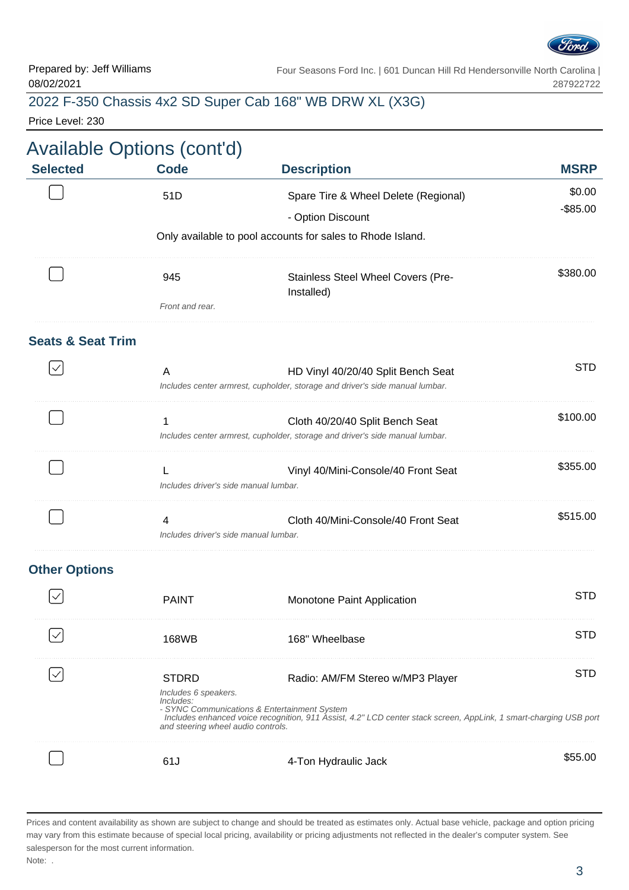Prepared by: Jeff Williams
08/02/2021

Four Seasons Ford Inc. | 601 Duncan Hill Rd Hendersonville North Carolina | 287922722

## 2022 F-350 Chassis 4x2 SD Super Cab 168" WB DRW XL (X3G)

Price Level: 230

# Available Options (cont'd)

| Selected | Code | Description | MSRP |
|---|---|---|---|
| ☐ | 51D | Spare Tire & Wheel Delete (Regional) | $0.00 |
| | | - Option Discount | -$85.00 |
| | Only available to pool accounts for sales to Rhode Island. | | |
| ☐ | 945 | Stainless Steel Wheel Covers (Pre-Installed) | $380.00 |
| | *Front and rear.* | | |

### Seats & Seat Trim

| Selected | Code | Description | MSRP |
|---|---|---|---|
| ☑ | A | HD Vinyl 40/20/40 Split Bench Seat | STD |
| | *Includes center armrest, cupholder, storage and driver's side manual lumbar.* | | |
| ☐ | 1 | Cloth 40/20/40 Split Bench Seat | $100.00 |
| | *Includes center armrest, cupholder, storage and driver's side manual lumbar.* | | |
| ☐ | L | Vinyl 40/Mini-Console/40 Front Seat | $355.00 |
| | *Includes driver's side manual lumbar.* | | |
| ☐ | 4 | Cloth 40/Mini-Console/40 Front Seat | $515.00 |
| | *Includes driver's side manual lumbar.* | | |

### Other Options

| Selected | Code | Description | MSRP |
|---|---|---|---|
| ☑ | PAINT | Monotone Paint Application | STD |
| ☑ | 168WB | 168" Wheelbase | STD |
| ☑ | STDRD | Radio: AM/FM Stereo w/MP3 Player | STD |
| | *Includes 6 speakers. Includes: - SYNC Communications & Entertainment System Includes enhanced voice recognition, 911 Assist, 4.2" LCD center stack screen, AppLink, 1 smart-charging USB port and steering wheel audio controls.* | | |
| ☐ | 61J | 4-Ton Hydraulic Jack | $55.00 |

Prices and content availability as shown are subject to change and should be treated as estimates only. Actual base vehicle, package and option pricing may vary from this estimate because of special local pricing, availability or pricing adjustments not reflected in the dealer's computer system. See salesperson for the most current information.

Note: .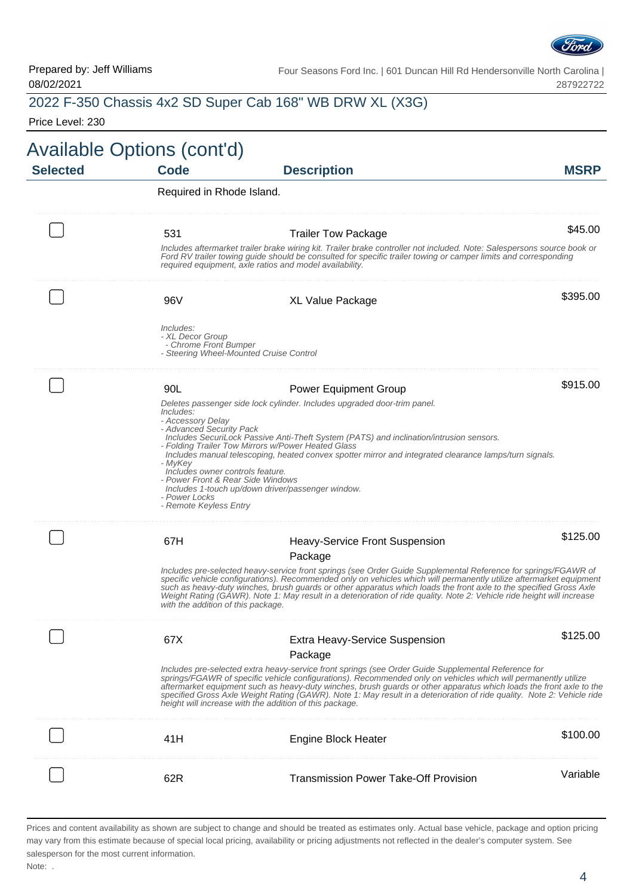Prepared by: Jeff Williams
08/02/2021

Four Seasons Ford Inc. | 601 Duncan Hill Rd Hendersonville North Carolina | 287922722

## 2022 F-350 Chassis 4x2 SD Super Cab 168" WB DRW XL (X3G)

Price Level: 230

# Available Options (cont'd)

| Selected | Code | Description | MSRP |
|---|---|---|---|
| | Required in Rhode Island. | | |
| ☐ | 531 | Trailer Tow Package | $45.00 |
| | *Includes aftermarket trailer brake wiring kit. Trailer brake controller not included. Note: Salespersons source book or Ford RV trailer towing guide should be consulted for specific trailer towing or camper limits and corresponding required equipment, axle ratios and model availability.* | | |
| ☐ | 96V | XL Value Package | $395.00 |
| | *Includes:*<br>*- XL Decor Group*<br>*- Chrome Front Bumper*<br>*- Steering Wheel-Mounted Cruise Control* | | |
| ☐ | 90L | Power Equipment Group | $915.00 |
| | *Deletes passenger side lock cylinder. Includes upgraded door-trim panel.*<br>*Includes:*<br>*- Accessory Delay*<br>*- Advanced Security Pack*<br>*Includes SecuriLock Passive Anti-Theft System (PATS) and inclination/intrusion sensors.*<br>*- Folding Trailer Tow Mirrors w/Power Heated Glass*<br>*Includes manual telescoping, heated convex spotter mirror and integrated clearance lamps/turn signals.*<br>*- MyKey*<br>*Includes owner controls feature.*<br>*- Power Front & Rear Side Windows*<br>*Includes 1-touch up/down driver/passenger window.*<br>*- Power Locks*<br>*- Remote Keyless Entry* | | |
| ☐ | 67H | Heavy-Service Front Suspension Package | $125.00 |
| | *Includes pre-selected heavy-service front springs (see Order Guide Supplemental Reference for springs/FGAWR of specific vehicle configurations). Recommended only on vehicles which will permanently utilize aftermarket equipment such as heavy-duty winches, brush guards or other apparatus which loads the front axle to the specified Gross Axle Weight Rating (GAWR). Note 1: May result in a deterioration of ride quality. Note 2: Vehicle ride height will increase with the addition of this package.* | | |
| ☐ | 67X | Extra Heavy-Service Suspension Package | $125.00 |
| | *Includes pre-selected extra heavy-service front springs (see Order Guide Supplemental Reference for springs/FGAWR of specific vehicle configurations). Recommended only on vehicles which will permanently utilize aftermarket equipment such as heavy-duty winches, brush guards or other apparatus which loads the front axle to the specified Gross Axle Weight Rating (GAWR). Note 1: May result in a deterioration of ride quality. Note 2: Vehicle ride height will increase with the addition of this package.* | | |
| ☐ | 41H | Engine Block Heater | $100.00 |
| ☐ | 62R | Transmission Power Take-Off Provision | Variable |

Prices and content availability as shown are subject to change and should be treated as estimates only. Actual base vehicle, package and option pricing may vary from this estimate because of special local pricing, availability or pricing adjustments not reflected in the dealer's computer system. See salesperson for the most current information.

Note: .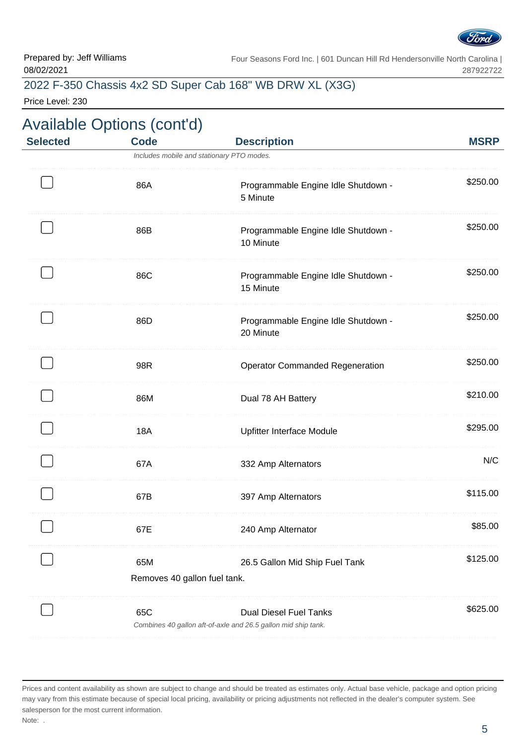Prepared by: Jeff Williams
08/02/2021

Four Seasons Ford Inc. | 601 Duncan Hill Rd Hendersonville North Carolina | 287922722

## 2022 F-350 Chassis 4x2 SD Super Cab 168" WB DRW XL (X3G)

Price Level: 230

# Available Options (cont'd)

| Selected | Code | Description | MSRP |
|---|---|---|---|
| | | *Includes mobile and stationary PTO modes.* | |
| ☐ | 86A | Programmable Engine Idle Shutdown - 5 Minute | $250.00 |
| ☐ | 86B | Programmable Engine Idle Shutdown - 10 Minute | $250.00 |
| ☐ | 86C | Programmable Engine Idle Shutdown - 15 Minute | $250.00 |
| ☐ | 86D | Programmable Engine Idle Shutdown - 20 Minute | $250.00 |
| ☐ | 98R | Operator Commanded Regeneration | $250.00 |
| ☐ | 86M | Dual 78 AH Battery | $210.00 |
| ☐ | 18A | Upfitter Interface Module | $295.00 |
| ☐ | 67A | 332 Amp Alternators | N/C |
| ☐ | 67B | 397 Amp Alternators | $115.00 |
| ☐ | 67E | 240 Amp Alternator | $85.00 |
| ☐ | 65M | 26.5 Gallon Mid Ship Fuel Tank | $125.00 |
| | Removes 40 gallon fuel tank. | | |
| ☐ | 65C | Dual Diesel Fuel Tanks | $625.00 |
| | | *Combines 40 gallon aft-of-axle and 26.5 gallon mid ship tank.* | |

Prices and content availability as shown are subject to change and should be treated as estimates only. Actual base vehicle, package and option pricing may vary from this estimate because of special local pricing, availability or pricing adjustments not reflected in the dealer's computer system. See salesperson for the most current information.

Note: .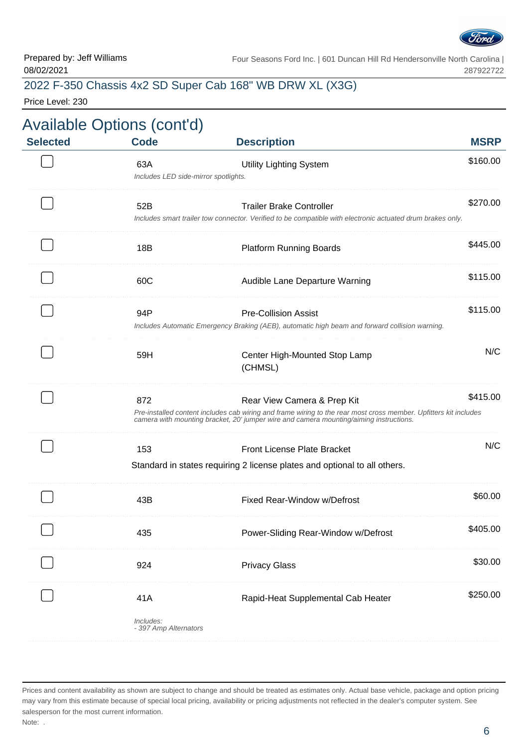Prepared by: Jeff Williams
08/02/2021

Four Seasons Ford Inc. | 601 Duncan Hill Rd Hendersonville North Carolina | 287922722

## 2022 F-350 Chassis 4x2 SD Super Cab 168" WB DRW XL (X3G)

Price Level: 230

# Available Options (cont'd)

| Selected | Code | Description | MSRP |
|---|---|---|---|
| ☐ | 63A | Utility Lighting System<br>*Includes LED side-mirror spotlights.* | $160.00 |
| ☐ | 52B | Trailer Brake Controller<br>*Includes smart trailer tow connector. Verified to be compatible with electronic actuated drum brakes only.* | $270.00 |
| ☐ | 18B | Platform Running Boards | $445.00 |
| ☐ | 60C | Audible Lane Departure Warning | $115.00 |
| ☐ | 94P | Pre-Collision Assist<br>*Includes Automatic Emergency Braking (AEB), automatic high beam and forward collision warning.* | $115.00 |
| ☐ | 59H | Center High-Mounted Stop Lamp (CHMSL) | N/C |
| ☐ | 872 | Rear View Camera & Prep Kit<br>*Pre-installed content includes cab wiring and frame wiring to the rear most cross member. Upfitters kit includes camera with mounting bracket, 20' jumper wire and camera mounting/aiming instructions.* | $415.00 |
| ☐ | 153 | Front License Plate Bracket<br>Standard in states requiring 2 license plates and optional to all others. | N/C |
| ☐ | 43B | Fixed Rear-Window w/Defrost | $60.00 |
| ☐ | 435 | Power-Sliding Rear-Window w/Defrost | $405.00 |
| ☐ | 924 | Privacy Glass | $30.00 |
| ☐ | 41A | Rapid-Heat Supplemental Cab Heater<br>*Includes:*<br>*- 397 Amp Alternators* | $250.00 |

Prices and content availability as shown are subject to change and should be treated as estimates only. Actual base vehicle, package and option pricing may vary from this estimate because of special local pricing, availability or pricing adjustments not reflected in the dealer's computer system. See salesperson for the most current information.

Note: .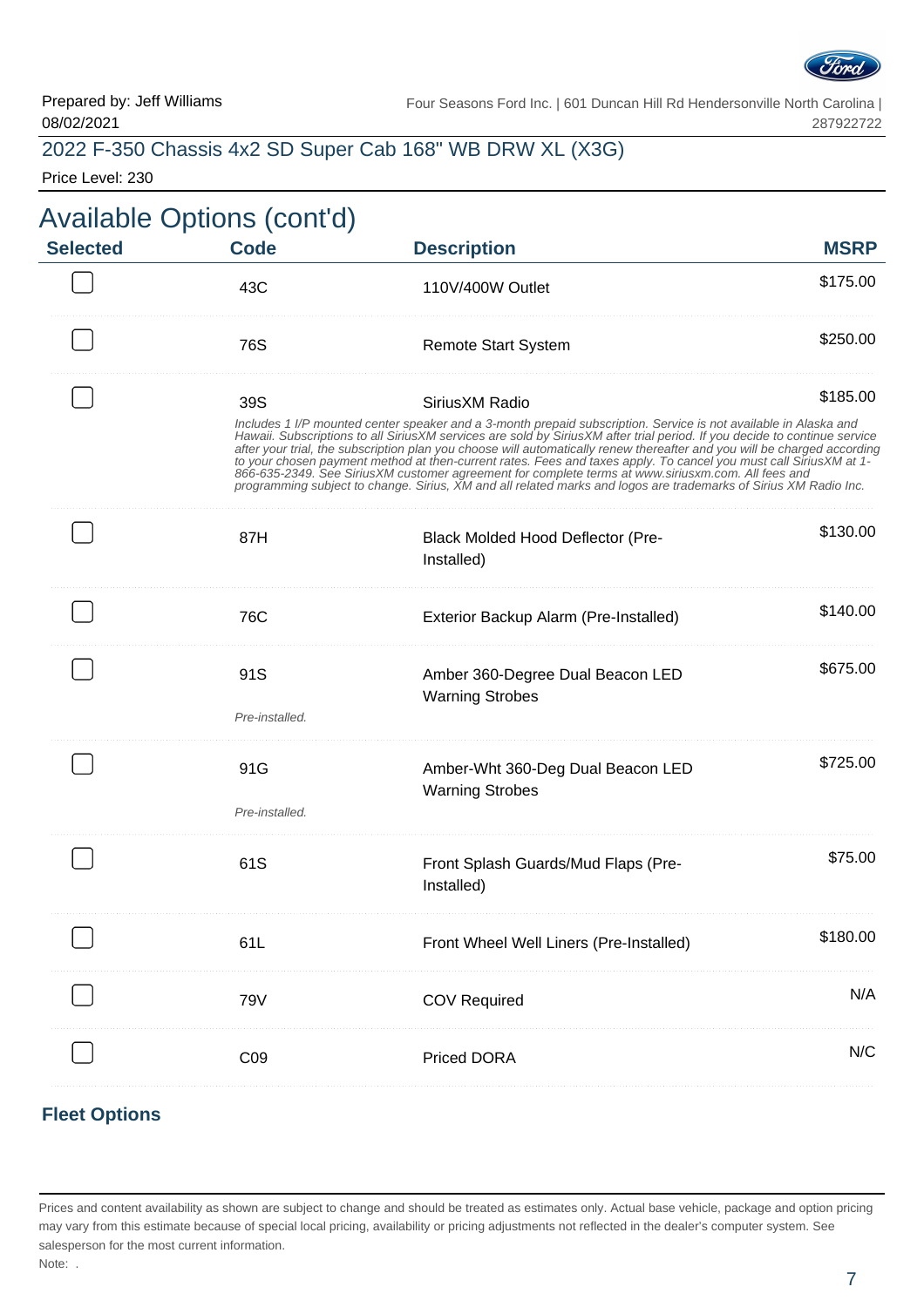Prepared by: Jeff Williams
08/02/2021

Four Seasons Ford Inc. | 601 Duncan Hill Rd Hendersonville North Carolina | 287922722

## 2022 F-350 Chassis 4x2 SD Super Cab 168" WB DRW XL (X3G)

Price Level: 230

# Available Options (cont'd)

| Selected | Code | Description | MSRP |
| --- | --- | --- | --- |
| ☐ | 43C | 110V/400W Outlet | $175.00 |
| ☐ | 76S | Remote Start System | $250.00 |
| ☐ | 39S | SiriusXM Radio<br>*Includes 1 I/P mounted center speaker and a 3-month prepaid subscription. Service is not available in Alaska and Hawaii. Subscriptions to all SiriusXM services are sold by SiriusXM after trial period. If you decide to continue service after your trial, the subscription plan you choose will automatically renew thereafter and you will be charged according to your chosen payment method at then-current rates. Fees and taxes apply. To cancel you must call SiriusXM at 1-866-635-2349. See SiriusXM customer agreement for complete terms at www.siriusxm.com. All fees and programming subject to change. Sirius, XM and all related marks and logos are trademarks of Sirius XM Radio Inc.* | $185.00 |
| ☐ | 87H | Black Molded Hood Deflector (Pre-Installed) | $130.00 |
| ☐ | 76C | Exterior Backup Alarm (Pre-Installed) | $140.00 |
| ☐ | 91S<br>*Pre-installed.* | Amber 360-Degree Dual Beacon LED Warning Strobes | $675.00 |
| ☐ | 91G<br>*Pre-installed.* | Amber-Wht 360-Deg Dual Beacon LED Warning Strobes | $725.00 |
| ☐ | 61S | Front Splash Guards/Mud Flaps (Pre-Installed) | $75.00 |
| ☐ | 61L | Front Wheel Well Liners (Pre-Installed) | $180.00 |
| ☐ | 79V | COV Required | N/A |
| ☐ | C09 | Priced DORA | N/C |

### Fleet Options

Prices and content availability as shown are subject to change and should be treated as estimates only. Actual base vehicle, package and option pricing may vary from this estimate because of special local pricing, availability or pricing adjustments not reflected in the dealer's computer system. See salesperson for the most current information.

Note: .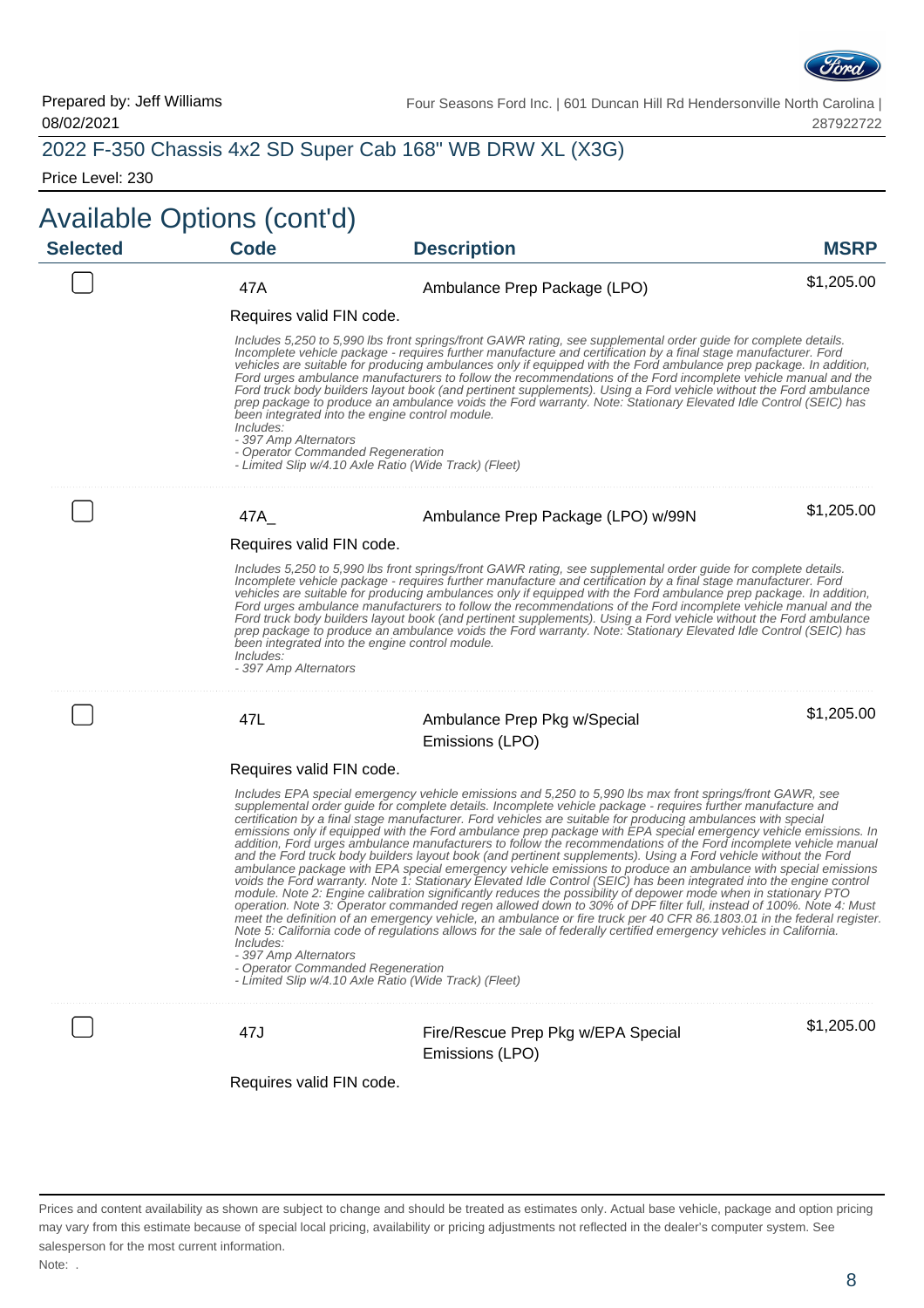Prepared by: Jeff Williams
08/02/2021

Four Seasons Ford Inc. | 601 Duncan Hill Rd Hendersonville North Carolina | 287922722

## 2022 F-350 Chassis 4x2 SD Super Cab 168" WB DRW XL (X3G)

Price Level: 230

# Available Options (cont'd)

| Selected | Code | Description | MSRP |
|---|---|---|---|
| ☐ | 47A | Ambulance Prep Package (LPO) | $1,205.00 |

Requires valid FIN code.

*Includes 5,250 to 5,990 lbs front springs/front GAWR rating, see supplemental order guide for complete details. Incomplete vehicle package - requires further manufacture and certification by a final stage manufacturer. Ford vehicles are suitable for producing ambulances only if equipped with the Ford ambulance prep package. In addition, Ford urges ambulance manufacturers to follow the recommendations of the Ford incomplete vehicle manual and the Ford truck body builders layout book (and pertinent supplements). Using a Ford vehicle without the Ford ambulance prep package to produce an ambulance voids the Ford warranty. Note: Stationary Elevated Idle Control (SEIC) has been integrated into the engine control module.*
*Includes:*
*- 397 Amp Alternators*
*- Operator Commanded Regeneration*
*- Limited Slip w/4.10 Axle Ratio (Wide Track) (Fleet)*

| Selected | Code | Description | MSRP |
|---|---|---|---|
| ☐ | 47A_ | Ambulance Prep Package (LPO) w/99N | $1,205.00 |

Requires valid FIN code.

*Includes 5,250 to 5,990 lbs front springs/front GAWR rating, see supplemental order guide for complete details. Incomplete vehicle package - requires further manufacture and certification by a final stage manufacturer. Ford vehicles are suitable for producing ambulances only if equipped with the Ford ambulance prep package. In addition, Ford urges ambulance manufacturers to follow the recommendations of the Ford incomplete vehicle manual and the Ford truck body builders layout book (and pertinent supplements). Using a Ford vehicle without the Ford ambulance prep package to produce an ambulance voids the Ford warranty. Note: Stationary Elevated Idle Control (SEIC) has been integrated into the engine control module.*
*Includes:*
*- 397 Amp Alternators*

| Selected | Code | Description | MSRP |
|---|---|---|---|
| ☐ | 47L | Ambulance Prep Pkg w/Special Emissions (LPO) | $1,205.00 |

Requires valid FIN code.

*Includes EPA special emergency vehicle emissions and 5,250 to 5,990 lbs max front springs/front GAWR, see supplemental order guide for complete details. Incomplete vehicle package - requires further manufacture and certification by a final stage manufacturer. Ford vehicles are suitable for producing ambulances with special emissions only if equipped with the Ford ambulance prep package with EPA special emergency vehicle emissions. In addition, Ford urges ambulance manufacturers to follow the recommendations of the Ford incomplete vehicle manual and the Ford truck body builders layout book (and pertinent supplements). Using a Ford vehicle without the Ford ambulance package with EPA special emergency vehicle emissions to produce an ambulance with special emissions voids the Ford warranty. Note 1: Stationary Elevated Idle Control (SEIC) has been integrated into the engine control module. Note 2: Engine calibration significantly reduces the possibility of depower mode when in stationary PTO operation. Note 3: Operator commanded regen allowed down to 30% of DPF filter full, instead of 100%. Note 4: Must meet the definition of an emergency vehicle, an ambulance or fire truck per 40 CFR 86.1803.01 in the federal register. Note 5: California code of regulations allows for the sale of federally certified emergency vehicles in California.*
*Includes:*
*- 397 Amp Alternators*
*- Operator Commanded Regeneration*
*- Limited Slip w/4.10 Axle Ratio (Wide Track) (Fleet)*

| Selected | Code | Description | MSRP |
|---|---|---|---|
| ☐ | 47J | Fire/Rescue Prep Pkg w/EPA Special Emissions (LPO) | $1,205.00 |

Requires valid FIN code.

Prices and content availability as shown are subject to change and should be treated as estimates only. Actual base vehicle, package and option pricing may vary from this estimate because of special local pricing, availability or pricing adjustments not reflected in the dealer's computer system. See salesperson for the most current information.

Note: .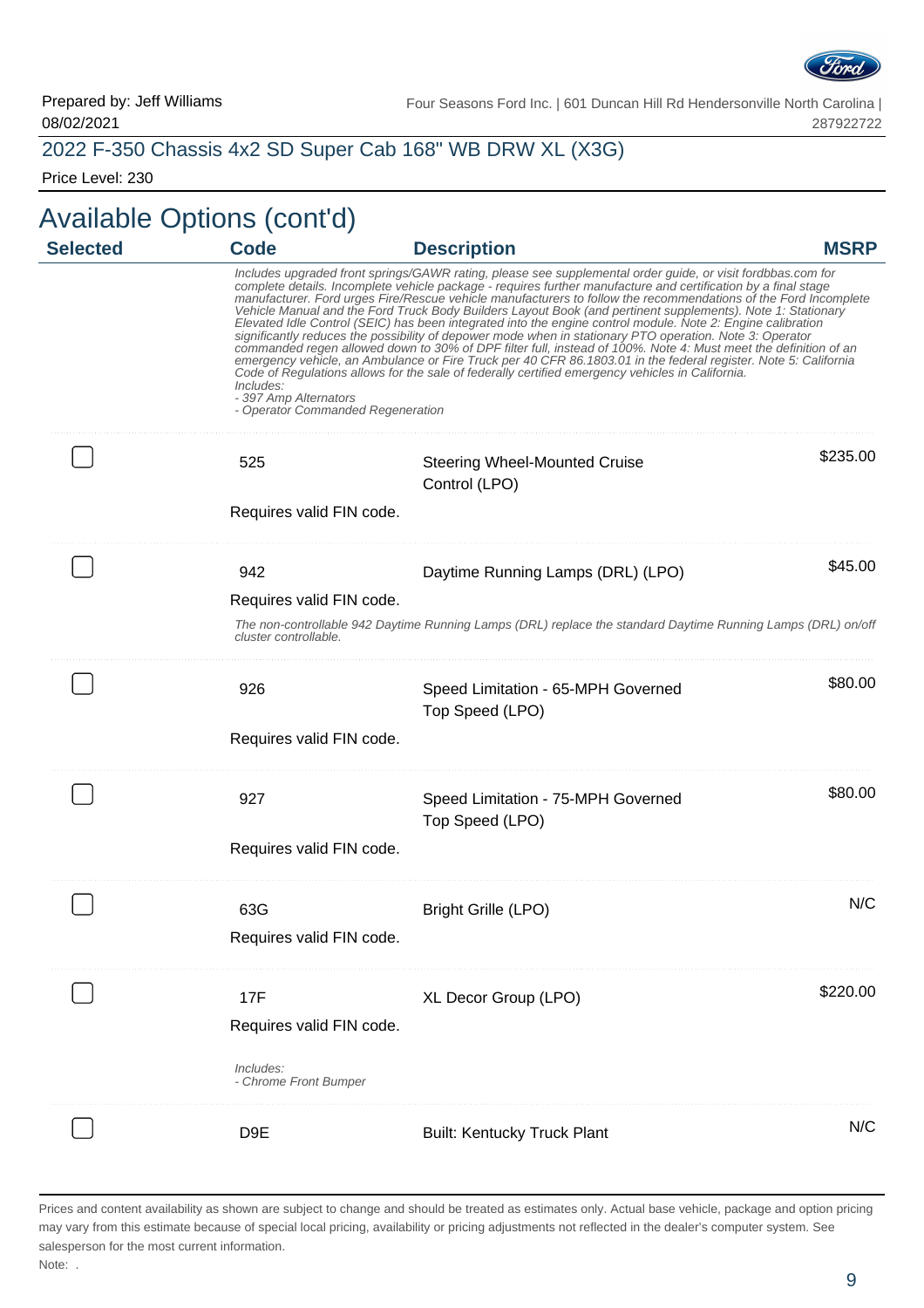Prepared by: Jeff Williams
08/02/2021

Four Seasons Ford Inc. | 601 Duncan Hill Rd Hendersonville North Carolina | 287922722

## 2022 F-350 Chassis 4x2 SD Super Cab 168" WB DRW XL (X3G)

Price Level: 230

# Available Options (cont'd)

| Selected | Code | Description | MSRP |
|---|---|---|---|
| | *Includes upgraded front springs/GAWR rating, please see supplemental order guide, or visit fordbbas.com for complete details. Incomplete vehicle package - requires further manufacture and certification by a final stage manufacturer. Ford urges Fire/Rescue vehicle manufacturers to follow the recommendations of the Ford Incomplete Vehicle Manual and the Ford Truck Body Builders Layout Book (and pertinent supplements). Note 1: Stationary Elevated Idle Control (SEIC) has been integrated into the engine control module. Note 2: Engine calibration significantly reduces the possibility of depower mode when in stationary PTO operation. Note 3: Operator commanded regen allowed down to 30% of DPF filter full, instead of 100%. Note 4: Must meet the definition of an emergency vehicle, an Ambulance or Fire Truck per 40 CFR 86.1803.01 in the federal register. Note 5: California Code of Regulations allows for the sale of federally certified emergency vehicles in California. Includes: - 397 Amp Alternators - Operator Commanded Regeneration* | | |
| ☐ | 525 | Steering Wheel-Mounted Cruise Control (LPO) | $235.00 |
| | Requires valid FIN code. | | |
| ☐ | 942 | Daytime Running Lamps (DRL) (LPO) | $45.00 |
| | Requires valid FIN code. *The non-controllable 942 Daytime Running Lamps (DRL) replace the standard Daytime Running Lamps (DRL) on/off cluster controllable.* | | |
| ☐ | 926 | Speed Limitation - 65-MPH Governed Top Speed (LPO) | $80.00 |
| | Requires valid FIN code. | | |
| ☐ | 927 | Speed Limitation - 75-MPH Governed Top Speed (LPO) | $80.00 |
| | Requires valid FIN code. | | |
| ☐ | 63G | Bright Grille (LPO) | N/C |
| | Requires valid FIN code. | | |
| ☐ | 17F | XL Decor Group (LPO) | $220.00 |
| | Requires valid FIN code. *Includes: - Chrome Front Bumper* | | |
| ☐ | D9E | Built: Kentucky Truck Plant | N/C |

Prices and content availability as shown are subject to change and should be treated as estimates only. Actual base vehicle, package and option pricing may vary from this estimate because of special local pricing, availability or pricing adjustments not reflected in the dealer's computer system. See salesperson for the most current information.

Note: .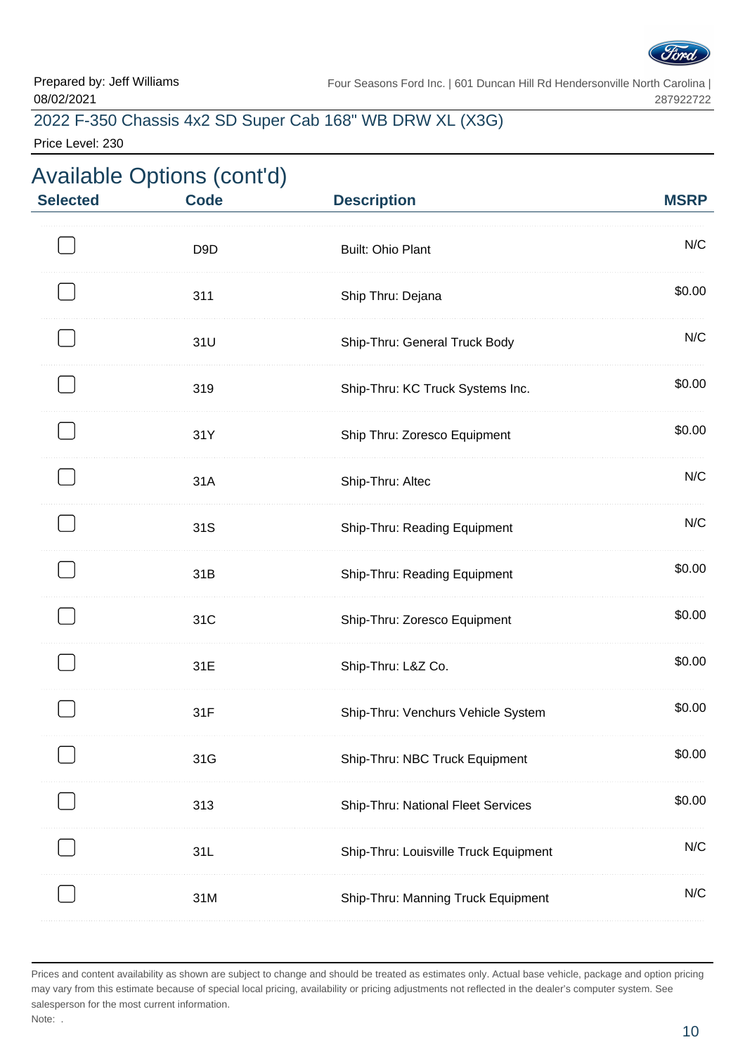Prepared by: Jeff Williams
08/02/2021

Four Seasons Ford Inc. | 601 Duncan Hill Rd Hendersonville North Carolina | 287922722

## 2022 F-350 Chassis 4x2 SD Super Cab 168" WB DRW XL (X3G)

Price Level: 230

# Available Options (cont'd)

| Selected | Code | Description | MSRP |
|---|---|---|---|
| ☐ | D9D | Built: Ohio Plant | N/C |
| ☐ | 311 | Ship Thru: Dejana | $0.00 |
| ☐ | 31U | Ship-Thru: General Truck Body | N/C |
| ☐ | 319 | Ship-Thru: KC Truck Systems Inc. | $0.00 |
| ☐ | 31Y | Ship Thru: Zoresco Equipment | $0.00 |
| ☐ | 31A | Ship-Thru: Altec | N/C |
| ☐ | 31S | Ship-Thru: Reading Equipment | N/C |
| ☐ | 31B | Ship-Thru: Reading Equipment | $0.00 |
| ☐ | 31C | Ship-Thru: Zoresco Equipment | $0.00 |
| ☐ | 31E | Ship-Thru: L&Z Co. | $0.00 |
| ☐ | 31F | Ship-Thru: Venchurs Vehicle System | $0.00 |
| ☐ | 31G | Ship-Thru: NBC Truck Equipment | $0.00 |
| ☐ | 313 | Ship-Thru: National Fleet Services | $0.00 |
| ☐ | 31L | Ship-Thru: Louisville Truck Equipment | N/C |
| ☐ | 31M | Ship-Thru: Manning Truck Equipment | N/C |

Prices and content availability as shown are subject to change and should be treated as estimates only. Actual base vehicle, package and option pricing may vary from this estimate because of special local pricing, availability or pricing adjustments not reflected in the dealer's computer system. See salesperson for the most current information.

Note: .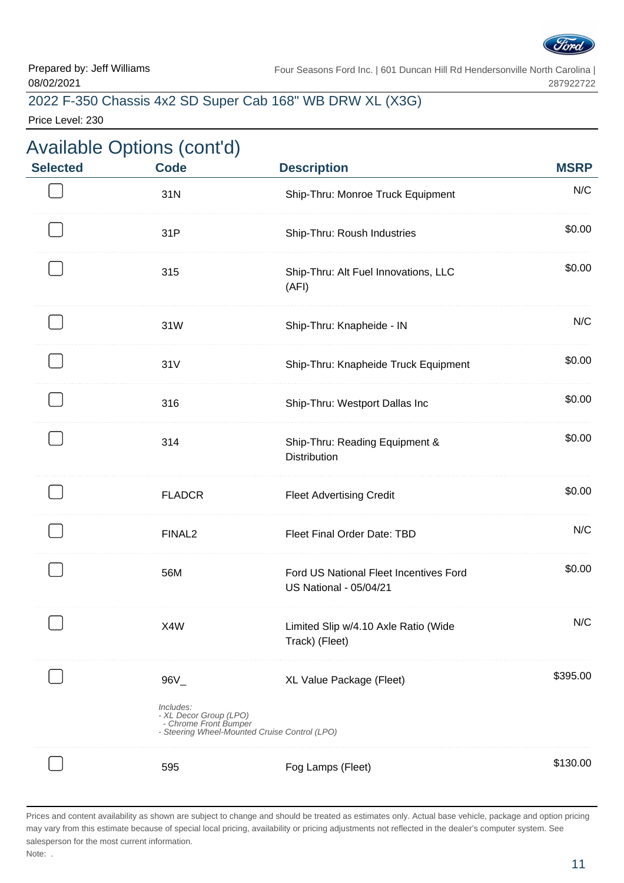Prepared by: Jeff Williams
08/02/2021

Four Seasons Ford Inc. | 601 Duncan Hill Rd Hendersonville North Carolina | 287922722

## 2022 F-350 Chassis 4x2 SD Super Cab 168" WB DRW XL (X3G)

Price Level: 230

# Available Options (cont'd)

| Selected | Code | Description | MSRP |
|---|---|---|---|
| ☐ | 31N | Ship-Thru: Monroe Truck Equipment | N/C |
| ☐ | 31P | Ship-Thru: Roush Industries | $0.00 |
| ☐ | 315 | Ship-Thru: Alt Fuel Innovations, LLC (AFI) | $0.00 |
| ☐ | 31W | Ship-Thru: Knapheide - IN | N/C |
| ☐ | 31V | Ship-Thru: Knapheide Truck Equipment | $0.00 |
| ☐ | 316 | Ship-Thru: Westport Dallas Inc | $0.00 |
| ☐ | 314 | Ship-Thru: Reading Equipment & Distribution | $0.00 |
| ☐ | FLADCR | Fleet Advertising Credit | $0.00 |
| ☐ | FINAL2 | Fleet Final Order Date: TBD | N/C |
| ☐ | 56M | Ford US National Fleet Incentives Ford US National - 05/04/21 | $0.00 |
| ☐ | X4W | Limited Slip w/4.10 Axle Ratio (Wide Track) (Fleet) | N/C |
| ☐ | 96V_ | XL Value Package (Fleet)<br>*Includes:*<br>*- XL Decor Group (LPO)*<br>*- Chrome Front Bumper*<br>*- Steering Wheel-Mounted Cruise Control (LPO)* | $395.00 |
| ☐ | 595 | Fog Lamps (Fleet) | $130.00 |

Prices and content availability as shown are subject to change and should be treated as estimates only. Actual base vehicle, package and option pricing may vary from this estimate because of special local pricing, availability or pricing adjustments not reflected in the dealer's computer system. See salesperson for the most current information.

Note: .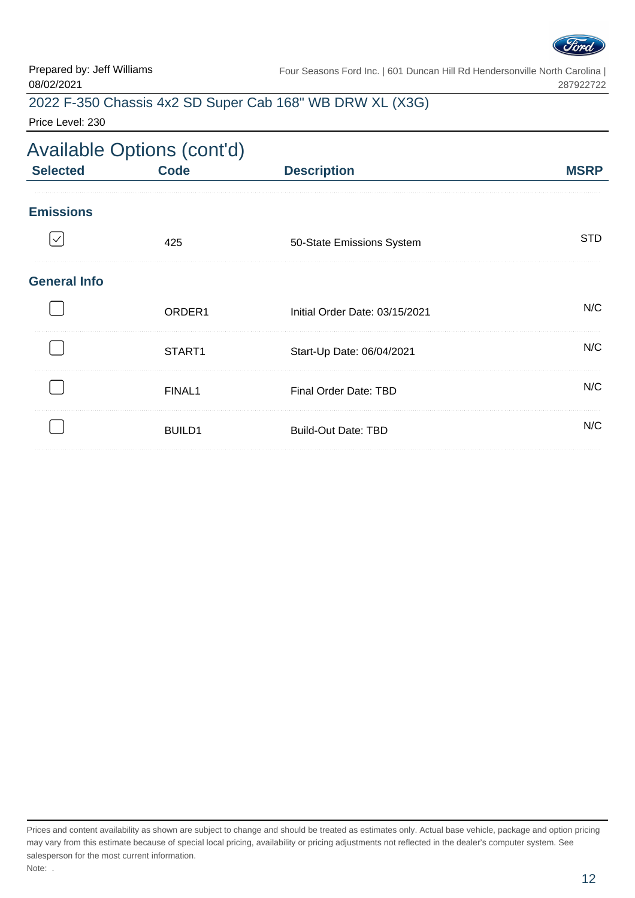Prepared by: Jeff Williams
08/02/2021

Four Seasons Ford Inc. | 601 Duncan Hill Rd Hendersonville North Carolina | 287922722

## 2022 F-350 Chassis 4x2 SD Super Cab 168" WB DRW XL (X3G)

Price Level: 230

# Available Options (cont'd)

| Selected | Code | Description | MSRP |
|---|---|---|---|
| **Emissions** | | | |
| ☑ | 425 | 50-State Emissions System | STD |
| **General Info** | | | |
| ☐ | ORDER1 | Initial Order Date: 03/15/2021 | N/C |
| ☐ | START1 | Start-Up Date: 06/04/2021 | N/C |
| ☐ | FINAL1 | Final Order Date: TBD | N/C |
| ☐ | BUILD1 | Build-Out Date: TBD | N/C |

Prices and content availability as shown are subject to change and should be treated as estimates only. Actual base vehicle, package and option pricing may vary from this estimate because of special local pricing, availability or pricing adjustments not reflected in the dealer's computer system. See salesperson for the most current information.

Note: .